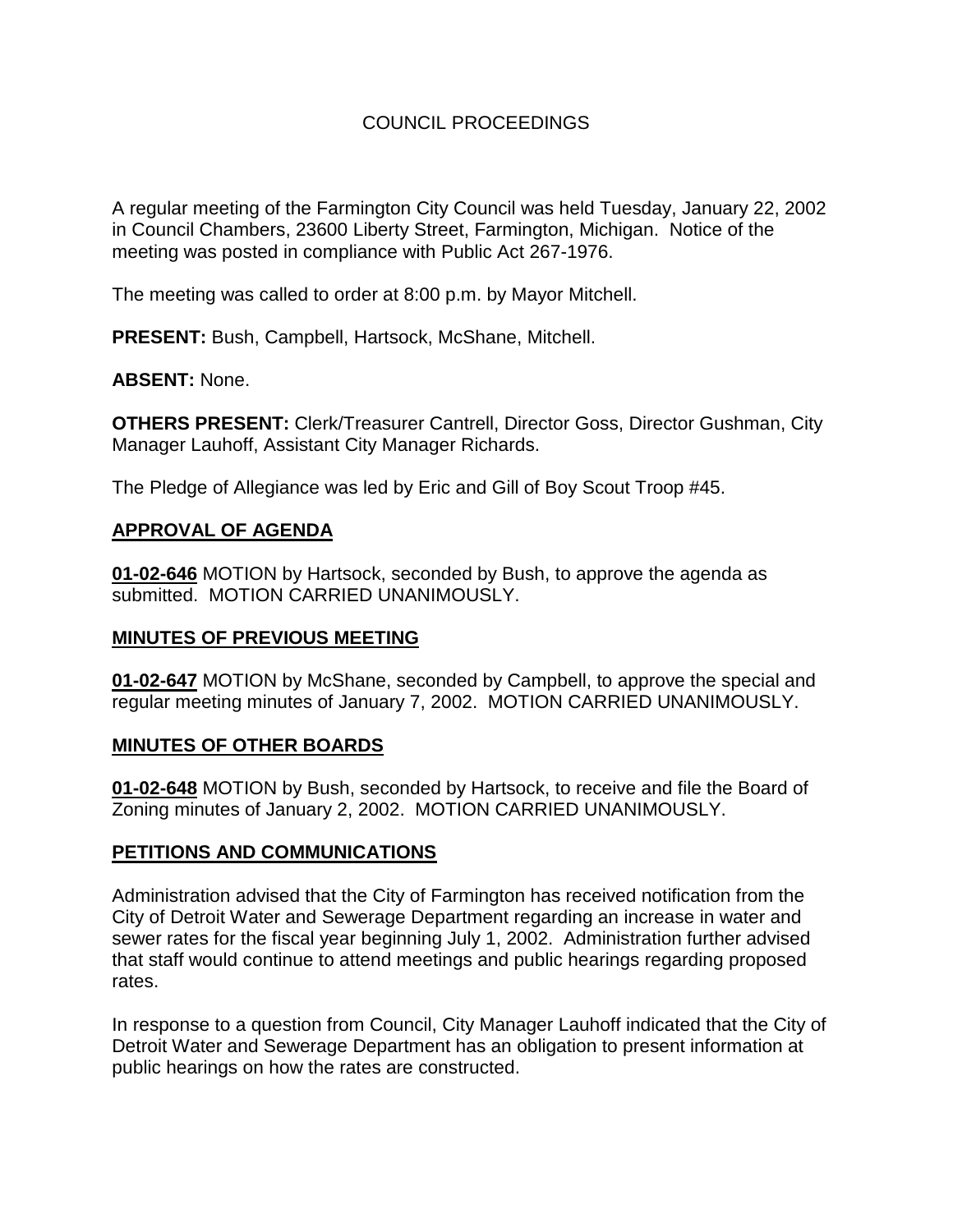# COUNCIL PROCEEDINGS

A regular meeting of the Farmington City Council was held Tuesday, January 22, 2002 in Council Chambers, 23600 Liberty Street, Farmington, Michigan. Notice of the meeting was posted in compliance with Public Act 267-1976.

The meeting was called to order at 8:00 p.m. by Mayor Mitchell.

**PRESENT:** Bush, Campbell, Hartsock, McShane, Mitchell.

**ABSENT:** None.

**OTHERS PRESENT:** Clerk/Treasurer Cantrell, Director Goss, Director Gushman, City Manager Lauhoff, Assistant City Manager Richards.

The Pledge of Allegiance was led by Eric and Gill of Boy Scout Troop #45.

## APPROVAL OF AGENDA

**01-02-646** MOTION by Hartsock, seconded by Bush, to approve the agenda as submitted. MOTION CARRIED UNANIMOUSLY.

## MINUTES OF PREVIOUS MEETING

**01-02-647** MOTION by McShane, seconded by Campbell, to approve the special and regular meeting minutes of January 7, 2002. MOTION CARRIED UNANIMOUSLY.

## MINUTES OF OTHER BOARDS

**01-02-648** MOTION by Bush, seconded by Hartsock, to receive and file the Board of Zoning minutes of January 2, 2002. MOTION CARRIED UNANIMOUSLY.

## PETITIONS AND COMMUNICATIONS

Administration advised that the City of Farmington has received notification from the City of Detroit Water and Sewerage Department regarding an increase in water and sewer rates for the fiscal year beginning July 1, 2002. Administration further advised that staff would continue to attend meetings and public hearings regarding proposed rates.

In response to a question from Council, City Manager Lauhoff indicated that the City of Detroit Water and Sewerage Department has an obligation to present information at public hearings on how the rates are constructed.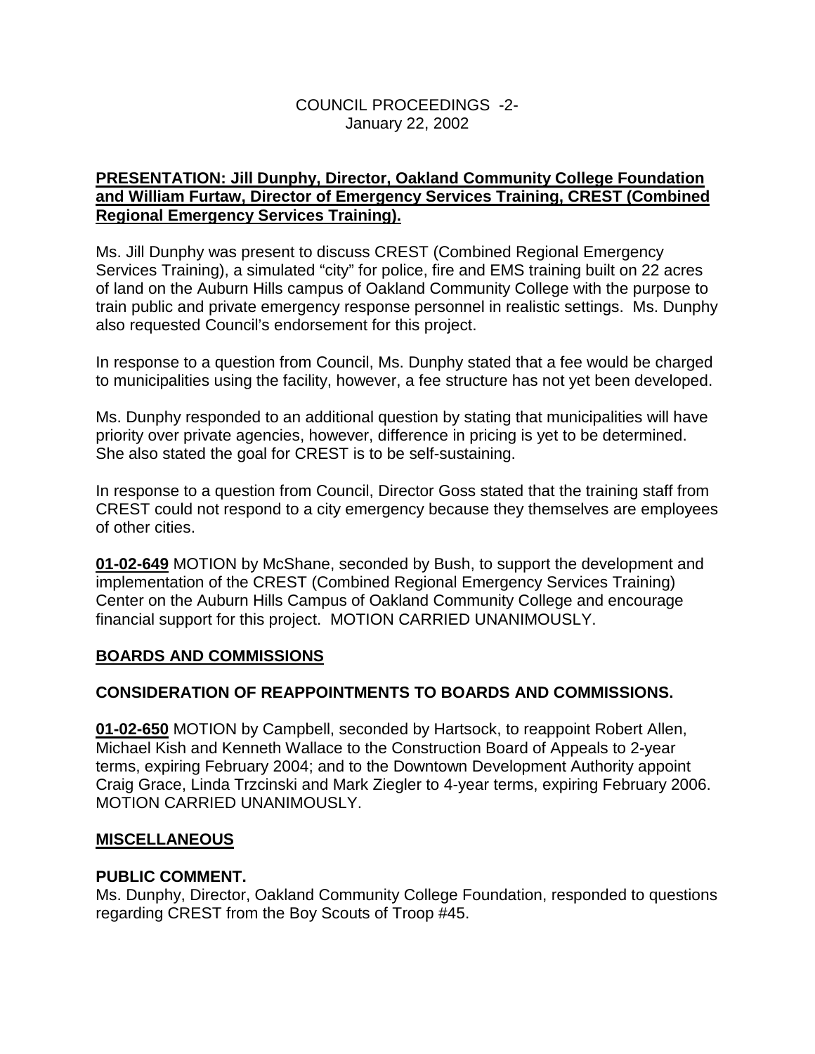**PRESENTATION: Jill Dunphy, Director, Oakland Community College Foundation and William Furtaw, Director of Emergency Services Training, CREST (Combined Regional Emergency Services Training).**

Ms. Jill Dunphy was present to discuss CREST (Combined Regional Emergency Services Training), a simulated "city" for police, fire and EMS training built on 22 acres of land on the Auburn Hills campus of Oakland Community College with the purpose to train public and private emergency response personnel in realistic settings. Ms. Dunphy also requested Council's endorsement for this project.

In response to a question from Council, Ms. Dunphy stated that a fee would be charged to municipalities using the facility, however, a fee structure has not yet been developed.

Ms. Dunphy responded to an additional question by stating that municipalities will have priority over private agencies, however, difference in pricing is yet to be determined. She also stated the goal for CREST is to be self-sustaining.

In response to a question from Council, Director Goss stated that the training staff from CREST could not respond to a city emergency because they themselves are employees of other cities.

**01-02-649** MOTION by McShane, seconded by Bush, to support the development and implementation of the CREST (Combined Regional Emergency Services Training) Center on the Auburn Hills Campus of Oakland Community College and encourage financial support for this project. MOTION CARRIED UNANIMOUSLY.

## BOARDS AND COMMISSIONS

### CONSIDERATION OF REAPPOINTMENTS TO BOARDS AND COMMISSIONS.

**01-02-650** MOTION by Campbell, seconded by Hartsock, to reappoint Robert Allen, Michael Kish and Kenneth Wallace to the Construction Board of Appeals to 2-year terms, expiring February 2004; and to the Downtown Development Authority appoint Craig Grace, Linda Trzcinski and Mark Ziegler to 4-year terms, expiring February 2006. MOTION CARRIED UNANIMOUSLY.

## MISCELLANEOUS

### PUBLIC COMMENT.

Ms. Dunphy, Director, Oakland Community College Foundation, responded to questions regarding CREST from the Boy Scouts of Troop #45.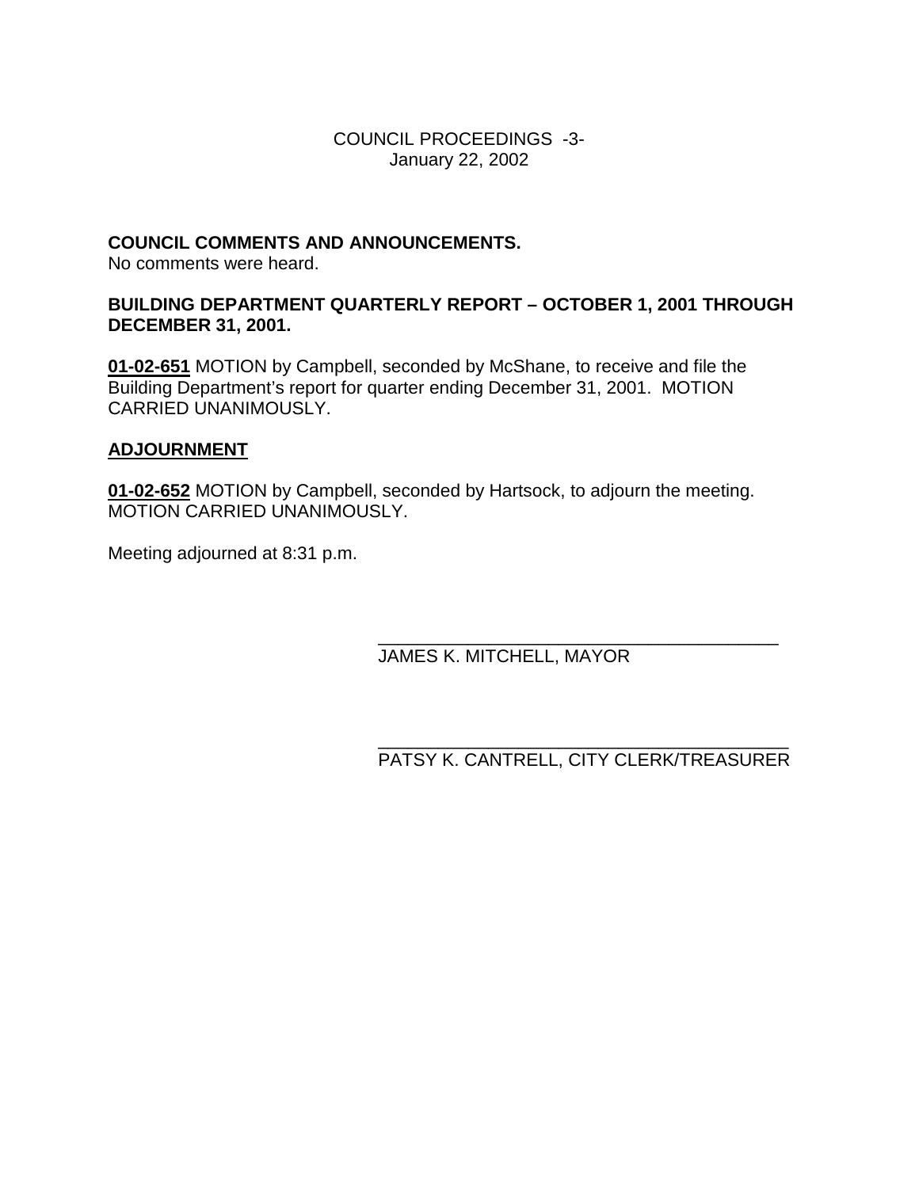**COUNCIL COMMENTS AND ANNOUNCEMENTS.**
No comments were heard.

**BUILDING DEPARTMENT QUARTERLY REPORT – OCTOBER 1, 2001 THROUGH DECEMBER 31, 2001.**

**01-02-651** MOTION by Campbell, seconded by McShane, to receive and file the Building Department's report for quarter ending December 31, 2001. MOTION CARRIED UNANIMOUSLY.

**ADJOURNMENT**

**01-02-652** MOTION by Campbell, seconded by Hartsock, to adjourn the meeting. MOTION CARRIED UNANIMOUSLY.

Meeting adjourned at 8:31 p.m.

\_\_\_\_\_\_\_\_\_\_\_\_\_\_\_\_\_\_\_\_\_\_\_\_\_\_\_\_\_\_\_\_\_\_\_\_\_\_\_\_
JAMES K. MITCHELL, MAYOR

\_\_\_\_\_\_\_\_\_\_\_\_\_\_\_\_\_\_\_\_\_\_\_\_\_\_\_\_\_\_\_\_\_\_\_\_\_\_\_\_
PATSY K. CANTRELL, CITY CLERK/TREASURER